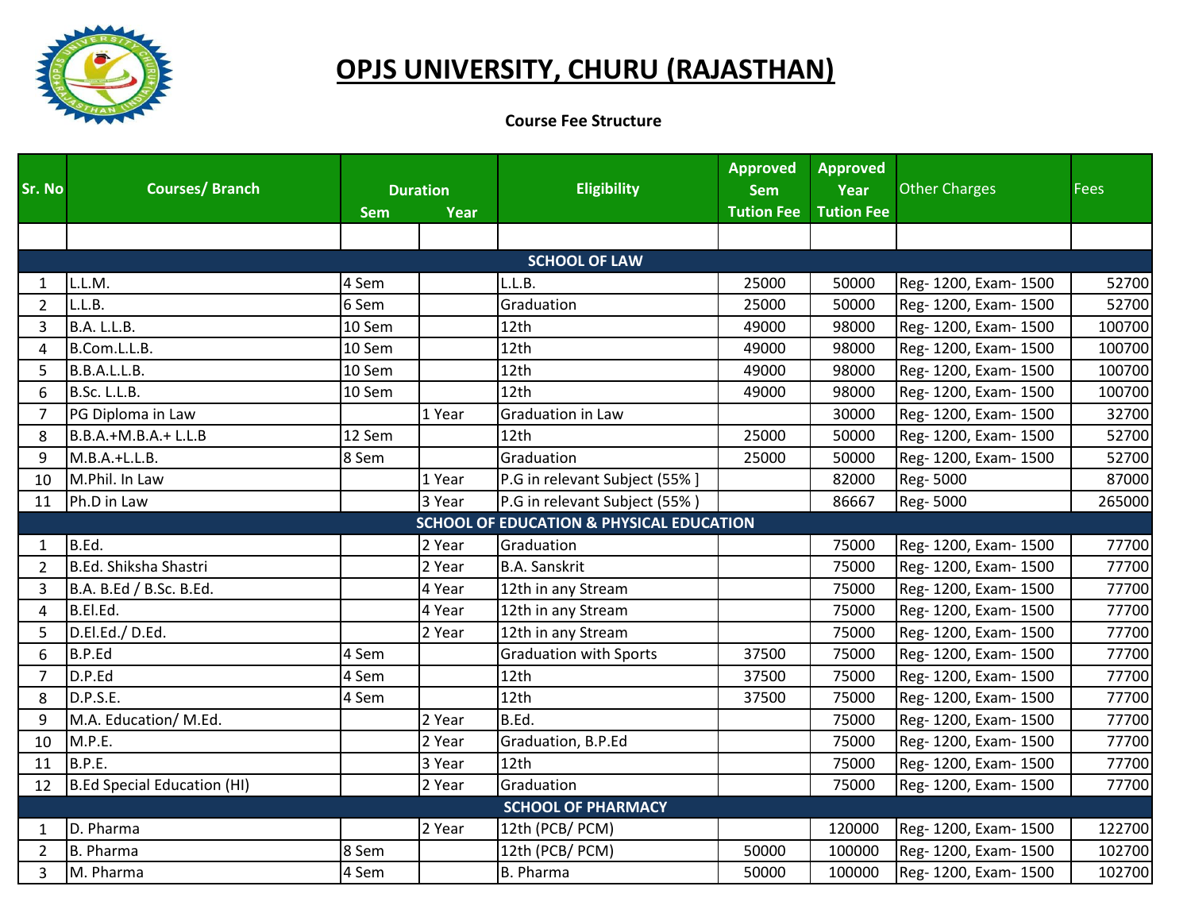# OPJS UNIVERSITY, CHURU (RAJASTHAN)

**Course Fee Structure**

| Sr. No | Courses/ Branch | Duration | | Eligibility | Approved Sem Tution Fee | Approved Year Tution Fee | Other Charges | Fees |
|---|---|---|---|---|---|---|---|---|
| | | Sem | Year | | | | | |
| | | | | | | | | |
| | **SCHOOL OF LAW** | | | | | | | |
| 1 | L.L.M. | 4 Sem | | L.L.B. | 25000 | 50000 | Reg- 1200, Exam- 1500 | 52700 |
| 2 | L.L.B. | 6 Sem | | Graduation | 25000 | 50000 | Reg- 1200, Exam- 1500 | 52700 |
| 3 | B.A. L.L.B. | 10 Sem | | 12th | 49000 | 98000 | Reg- 1200, Exam- 1500 | 100700 |
| 4 | B.Com.L.L.B. | 10 Sem | | 12th | 49000 | 98000 | Reg- 1200, Exam- 1500 | 100700 |
| 5 | B.B.A.L.L.B. | 10 Sem | | 12th | 49000 | 98000 | Reg- 1200, Exam- 1500 | 100700 |
| 6 | B.Sc. L.L.B. | 10 Sem | | 12th | 49000 | 98000 | Reg- 1200, Exam- 1500 | 100700 |
| 7 | PG Diploma in Law | | 1 Year | Graduation in Law | | 30000 | Reg- 1200, Exam- 1500 | 32700 |
| 8 | B.B.A.+M.B.A.+ L.L.B | 12 Sem | | 12th | 25000 | 50000 | Reg- 1200, Exam- 1500 | 52700 |
| 9 | M.B.A.+L.L.B. | 8 Sem | | Graduation | 25000 | 50000 | Reg- 1200, Exam- 1500 | 52700 |
| 10 | M.Phil. In Law | | 1 Year | P.G in relevant Subject (55% ] | | 82000 | Reg- 5000 | 87000 |
| 11 | Ph.D in Law | | 3 Year | P.G in relevant Subject (55% ) | | 86667 | Reg- 5000 | 265000 |
| | **SCHOOL OF EDUCATION & PHYSICAL EDUCATION** | | | | | | | |
| 1 | B.Ed. | | 2 Year | Graduation | | 75000 | Reg- 1200, Exam- 1500 | 77700 |
| 2 | B.Ed. Shiksha Shastri | | 2 Year | B.A. Sanskrit | | 75000 | Reg- 1200, Exam- 1500 | 77700 |
| 3 | B.A. B.Ed / B.Sc. B.Ed. | | 4 Year | 12th in any Stream | | 75000 | Reg- 1200, Exam- 1500 | 77700 |
| 4 | B.El.Ed. | | 4 Year | 12th in any Stream | | 75000 | Reg- 1200, Exam- 1500 | 77700 |
| 5 | D.El.Ed./ D.Ed. | | 2 Year | 12th in any Stream | | 75000 | Reg- 1200, Exam- 1500 | 77700 |
| 6 | B.P.Ed | 4 Sem | | Graduation with Sports | 37500 | 75000 | Reg- 1200, Exam- 1500 | 77700 |
| 7 | D.P.Ed | 4 Sem | | 12th | 37500 | 75000 | Reg- 1200, Exam- 1500 | 77700 |
| 8 | D.P.S.E. | 4 Sem | | 12th | 37500 | 75000 | Reg- 1200, Exam- 1500 | 77700 |
| 9 | M.A. Education/ M.Ed. | | 2 Year | B.Ed. | | 75000 | Reg- 1200, Exam- 1500 | 77700 |
| 10 | M.P.E. | | 2 Year | Graduation, B.P.Ed | | 75000 | Reg- 1200, Exam- 1500 | 77700 |
| 11 | B.P.E. | | 3 Year | 12th | | 75000 | Reg- 1200, Exam- 1500 | 77700 |
| 12 | B.Ed Special Education (HI) | | 2 Year | Graduation | | 75000 | Reg- 1200, Exam- 1500 | 77700 |
| | **SCHOOL OF PHARMACY** | | | | | | | |
| 1 | D. Pharma | | 2 Year | 12th (PCB/ PCM) | | 120000 | Reg- 1200, Exam- 1500 | 122700 |
| 2 | B. Pharma | 8 Sem | | 12th (PCB/ PCM) | 50000 | 100000 | Reg- 1200, Exam- 1500 | 102700 |
| 3 | M. Pharma | 4 Sem | | B. Pharma | 50000 | 100000 | Reg- 1200, Exam- 1500 | 102700 |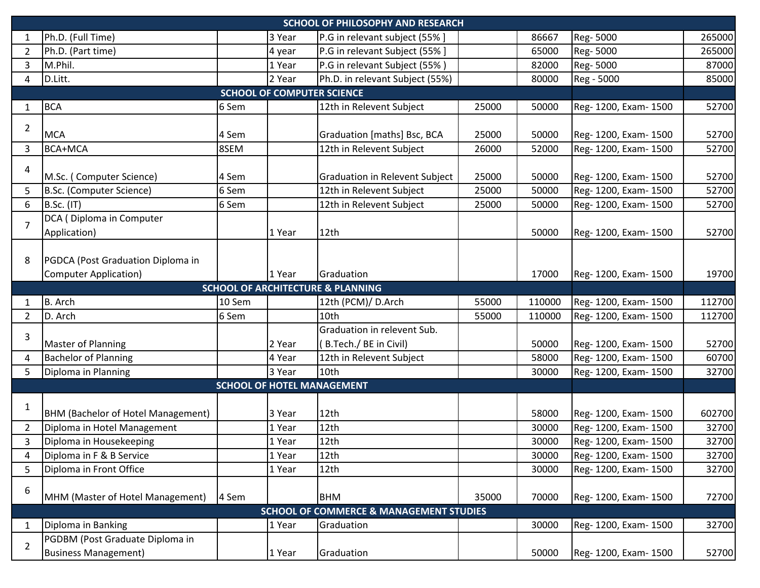| | | | | | | | | |
|---|---|---|---|---|---|---|---|---|
| **SCHOOL OF PHILOSOPHY AND RESEARCH** | | | | | | | | |
| 1 | Ph.D. (Full Time) | | 3 Year | P.G in relevant subject (55% ] | | 86667 | Reg- 5000 | 265000 |
| 2 | Ph.D. (Part time) | | 4 year | P.G in relevant Subject (55% ] | | 65000 | Reg- 5000 | 265000 |
| 3 | M.Phil. | | 1 Year | P.G in relevant Subject (55% ) | | 82000 | Reg- 5000 | 87000 |
| 4 | D.Litt. | | 2 Year | Ph.D. in relevant Subject (55%) | | 80000 | Reg - 5000 | 85000 |
| **SCHOOL OF COMPUTER SCIENCE** | | | | | | | | |
| 1 | BCA | 6 Sem | | 12th in Relevent Subject | 25000 | 50000 | Reg- 1200, Exam- 1500 | 52700 |
| 2 | MCA | 4 Sem | | Graduation [maths] Bsc, BCA | 25000 | 50000 | Reg- 1200, Exam- 1500 | 52700 |
| 3 | BCA+MCA | 8SEM | | 12th in Relevent Subject | 26000 | 52000 | Reg- 1200, Exam- 1500 | 52700 |
| 4 | M.Sc. ( Computer Science) | 4 Sem | | Graduation in Relevent Subject | 25000 | 50000 | Reg- 1200, Exam- 1500 | 52700 |
| 5 | B.Sc. (Computer Science) | 6 Sem | | 12th in Relevent Subject | 25000 | 50000 | Reg- 1200, Exam- 1500 | 52700 |
| 6 | B.Sc. (IT) | 6 Sem | | 12th in Relevent Subject | 25000 | 50000 | Reg- 1200, Exam- 1500 | 52700 |
| 7 | DCA ( Diploma in Computer Application) | | 1 Year | 12th | | 50000 | Reg- 1200, Exam- 1500 | 52700 |
| 8 | PGDCA (Post Graduation Diploma in Computer Application) | | 1 Year | Graduation | | 17000 | Reg- 1200, Exam- 1500 | 19700 |
| **SCHOOL OF ARCHITECTURE & PLANNING** | | | | | | | | |
| 1 | B. Arch | 10 Sem | | 12th (PCM)/ D.Arch | 55000 | 110000 | Reg- 1200, Exam- 1500 | 112700 |
| 2 | D. Arch | 6 Sem | | 10th | 55000 | 110000 | Reg- 1200, Exam- 1500 | 112700 |
| 3 | Master of Planning | | 2 Year | Graduation in relevent Sub. ( B.Tech./ BE in Civil) | | 50000 | Reg- 1200, Exam- 1500 | 52700 |
| 4 | Bachelor of Planning | | 4 Year | 12th in Relevent Subject | | 58000 | Reg- 1200, Exam- 1500 | 60700 |
| 5 | Diploma in Planning | | 3 Year | 10th | | 30000 | Reg- 1200, Exam- 1500 | 32700 |
| **SCHOOL OF HOTEL MANAGEMENT** | | | | | | | | |
| 1 | BHM (Bachelor of Hotel Management) | | 3 Year | 12th | | 58000 | Reg- 1200, Exam- 1500 | 602700 |
| 2 | Diploma in Hotel Management | | 1 Year | 12th | | 30000 | Reg- 1200, Exam- 1500 | 32700 |
| 3 | Diploma in Housekeeping | | 1 Year | 12th | | 30000 | Reg- 1200, Exam- 1500 | 32700 |
| 4 | Diploma in F & B Service | | 1 Year | 12th | | 30000 | Reg- 1200, Exam- 1500 | 32700 |
| 5 | Diploma in Front Office | | 1 Year | 12th | | 30000 | Reg- 1200, Exam- 1500 | 32700 |
| 6 | MHM (Master of Hotel Management) | 4 Sem | | BHM | 35000 | 70000 | Reg- 1200, Exam- 1500 | 72700 |
| **SCHOOL OF COMMERCE & MANAGEMENT STUDIES** | | | | | | | | |
| 1 | Diploma in Banking | | 1 Year | Graduation | | 30000 | Reg- 1200, Exam- 1500 | 32700 |
| 2 | PGDBM (Post Graduate Diploma in Business Management) | | 1 Year | Graduation | | 50000 | Reg- 1200, Exam- 1500 | 52700 |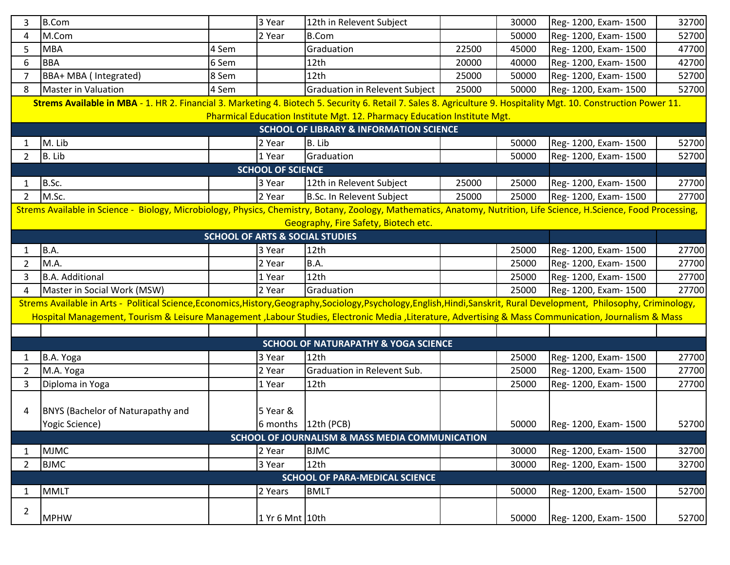| | | | | | | | | |
|---|---|---|---|---|---|---|---|---|
| 3 | B.Com | | 3 Year | 12th in Relevent Subject | | 30000 | Reg- 1200, Exam- 1500 | 32700 |
| 4 | M.Com | | 2 Year | B.Com | | 50000 | Reg- 1200, Exam- 1500 | 52700 |
| 5 | MBA | 4 Sem | | Graduation | 22500 | 45000 | Reg- 1200, Exam- 1500 | 47700 |
| 6 | BBA | 6 Sem | | 12th | 20000 | 40000 | Reg- 1200, Exam- 1500 | 42700 |
| 7 | BBA+ MBA ( Integrated) | 8 Sem | | 12th | 25000 | 50000 | Reg- 1200, Exam- 1500 | 52700 |
| 8 | Master in Valuation | 4 Sem | | Graduation in Relevent Subject | 25000 | 50000 | Reg- 1200, Exam- 1500 | 52700 |
| **Strems Available in MBA** - 1. HR 2. Financial 3. Marketing 4. Biotech 5. Security 6. Retail 7. Sales 8. Agriculture 9. Hospitality Mgt. 10. Construction Power 11. Pharmical Education Institute Mgt. 12. Pharmacy Education Institute Mgt. | | | | | | | | |
| **SCHOOL OF LIBRARY & INFORMATION SCIENCE** | | | | | | | | |
| 1 | M. Lib | | 2 Year | B. Lib | | 50000 | Reg- 1200, Exam- 1500 | 52700 |
| 2 | B. Lib | | 1 Year | Graduation | | 50000 | Reg- 1200, Exam- 1500 | 52700 |
| **SCHOOL OF SCIENCE** | | | | | | | | |
| 1 | B.Sc. | | 3 Year | 12th in Relevent Subject | 25000 | 25000 | Reg- 1200, Exam- 1500 | 27700 |
| 2 | M.Sc. | | 2 Year | B.Sc. In Relevent Subject | 25000 | 25000 | Reg- 1200, Exam- 1500 | 27700 |
| Strems Available in Science - Biology, Microbiology, Physics, Chemistry, Botany, Zoology, Mathematics, Anatomy, Nutrition, Life Science, H.Science, Food Processing, Geography, Fire Safety, Biotech etc. | | | | | | | | |
| **SCHOOL OF ARTS & SOCIAL STUDIES** | | | | | | | | |
| 1 | B.A. | | 3 Year | 12th | | 25000 | Reg- 1200, Exam- 1500 | 27700 |
| 2 | M.A. | | 2 Year | B.A. | | 25000 | Reg- 1200, Exam- 1500 | 27700 |
| 3 | B.A. Additional | | 1 Year | 12th | | 25000 | Reg- 1200, Exam- 1500 | 27700 |
| 4 | Master in Social Work (MSW) | | 2 Year | Graduation | | 25000 | Reg- 1200, Exam- 1500 | 27700 |
| Strems Available in Arts - Political Science,Economics,History,Geography,Sociology,Psychology,English,Hindi,Sanskrit, Rural Development, Philosophy, Criminology, Hospital Management, Tourism & Leisure Management ,Labour Studies, Electronic Media ,Literature, Advertising & Mass Communication, Journalism & Mass | | | | | | | | |
| | | | | | | | | |
| **SCHOOL OF NATURAPATHY & YOGA SCIENCE** | | | | | | | | |
| 1 | B.A. Yoga | | 3 Year | 12th | | 25000 | Reg- 1200, Exam- 1500 | 27700 |
| 2 | M.A. Yoga | | 2 Year | Graduation in Relevent Sub. | | 25000 | Reg- 1200, Exam- 1500 | 27700 |
| 3 | Diploma in Yoga | | 1 Year | 12th | | 25000 | Reg- 1200, Exam- 1500 | 27700 |
| 4 | BNYS (Bachelor of Naturapathy and Yogic Science) | | 5 Year & 6 months | 12th (PCB) | | 50000 | Reg- 1200, Exam- 1500 | 52700 |
| **SCHOOL OF JOURNALISM & MASS MEDIA COMMUNICATION** | | | | | | | | |
| 1 | MJMC | | 2 Year | BJMC | | 30000 | Reg- 1200, Exam- 1500 | 32700 |
| 2 | BJMC | | 3 Year | 12th | | 30000 | Reg- 1200, Exam- 1500 | 32700 |
| **SCHOOL OF PARA-MEDICAL SCIENCE** | | | | | | | | |
| 1 | MMLT | | 2 Years | BMLT | | 50000 | Reg- 1200, Exam- 1500 | 52700 |
| 2 | MPHW | | 1 Yr 6 Mnt | 10th | | 50000 | Reg- 1200, Exam- 1500 | 52700 |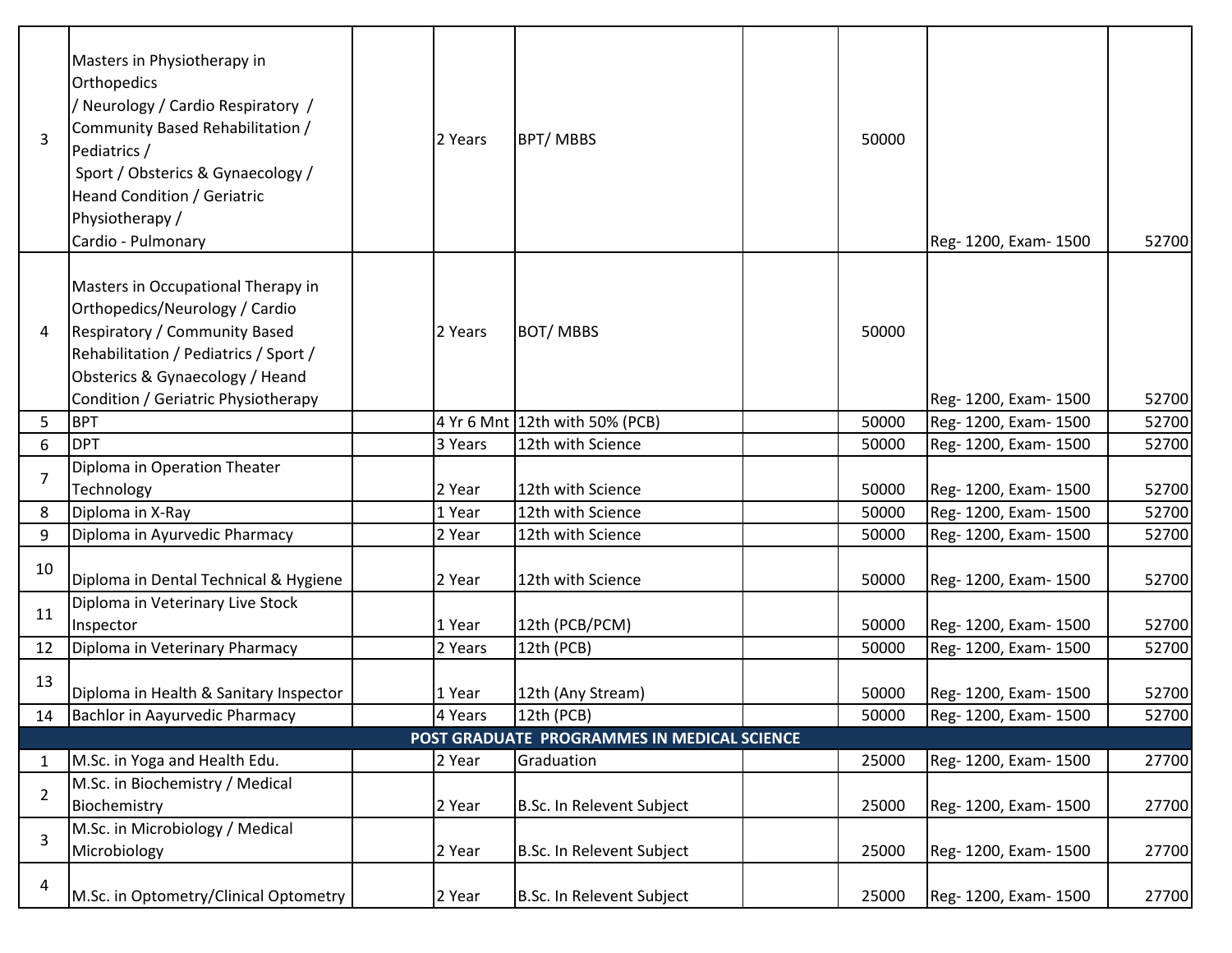| | | | | | | | | |
|---|---|---|---|---|---|---|---|---|
| 3 | Masters in Physiotherapy in Orthopedics / Neurology / Cardio Respiratory / Community Based Rehabilitation / Pediatrics / Sport / Obsterics & Gynaecology / Heand Condition / Geriatric Physiotherapy / Cardio - Pulmonary | | 2 Years | BPT/ MBBS | | 50000 | Reg- 1200, Exam- 1500 | 52700 |
| 4 | Masters in Occupational Therapy in Orthopedics/Neurology / Cardio Respiratory / Community Based Rehabilitation / Pediatrics / Sport / Obsterics & Gynaecology / Heand Condition / Geriatric Physiotherapy | | 2 Years | BOT/ MBBS | | 50000 | Reg- 1200, Exam- 1500 | 52700 |
| 5 | BPT | | 4 Yr 6 Mnt | 12th with 50% (PCB) | | 50000 | Reg- 1200, Exam- 1500 | 52700 |
| 6 | DPT | | 3 Years | 12th with Science | | 50000 | Reg- 1200, Exam- 1500 | 52700 |
| 7 | Diploma in Operation Theater Technology | | 2 Year | 12th with Science | | 50000 | Reg- 1200, Exam- 1500 | 52700 |
| 8 | Diploma in X-Ray | | 1 Year | 12th with Science | | 50000 | Reg- 1200, Exam- 1500 | 52700 |
| 9 | Diploma in Ayurvedic Pharmacy | | 2 Year | 12th with Science | | 50000 | Reg- 1200, Exam- 1500 | 52700 |
| 10 | Diploma in Dental Technical & Hygiene | | 2 Year | 12th with Science | | 50000 | Reg- 1200, Exam- 1500 | 52700 |
| 11 | Diploma in Veterinary Live Stock Inspector | | 1 Year | 12th (PCB/PCM) | | 50000 | Reg- 1200, Exam- 1500 | 52700 |
| 12 | Diploma in Veterinary Pharmacy | | 2 Years | 12th (PCB) | | 50000 | Reg- 1200, Exam- 1500 | 52700 |
| 13 | Diploma in Health & Sanitary Inspector | | 1 Year | 12th (Any Stream) | | 50000 | Reg- 1200, Exam- 1500 | 52700 |
| 14 | Bachlor in Aayurvedic Pharmacy | | 4 Years | 12th (PCB) | | 50000 | Reg- 1200, Exam- 1500 | 52700 |
| **POST GRADUATE PROGRAMMES IN MEDICAL SCIENCE** | | | | | | | | |
| 1 | M.Sc. in Yoga and Health Edu. | | 2 Year | Graduation | | 25000 | Reg- 1200, Exam- 1500 | 27700 |
| 2 | M.Sc. in Biochemistry / Medical Biochemistry | | 2 Year | B.Sc. In Relevent Subject | | 25000 | Reg- 1200, Exam- 1500 | 27700 |
| 3 | M.Sc. in Microbiology / Medical Microbiology | | 2 Year | B.Sc. In Relevent Subject | | 25000 | Reg- 1200, Exam- 1500 | 27700 |
| 4 | M.Sc. in Optometry/Clinical Optometry | | 2 Year | B.Sc. In Relevent Subject | | 25000 | Reg- 1200, Exam- 1500 | 27700 |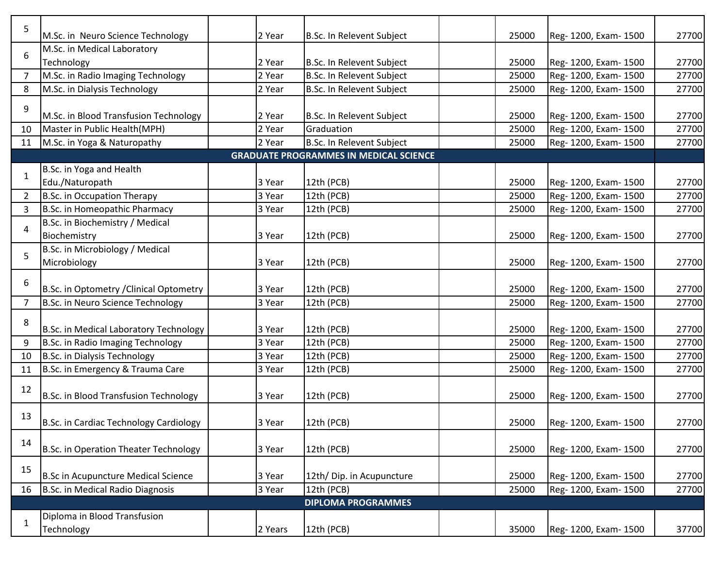| | | | | | | | | |
|---|---|---|---|---|---|---|---|---|
| 5 | M.Sc. in Neuro Science Technology | | 2 Year | B.Sc. In Relevent Subject | | 25000 | Reg- 1200, Exam- 1500 | 27700 |
| 6 | M.Sc. in Medical Laboratory Technology | | 2 Year | B.Sc. In Relevent Subject | | 25000 | Reg- 1200, Exam- 1500 | 27700 |
| 7 | M.Sc. in Radio Imaging Technology | | 2 Year | B.Sc. In Relevent Subject | | 25000 | Reg- 1200, Exam- 1500 | 27700 |
| 8 | M.Sc. in Dialysis Technology | | 2 Year | B.Sc. In Relevent Subject | | 25000 | Reg- 1200, Exam- 1500 | 27700 |
| 9 | M.Sc. in Blood Transfusion Technology | | 2 Year | B.Sc. In Relevent Subject | | 25000 | Reg- 1200, Exam- 1500 | 27700 |
| 10 | Master in Public Health(MPH) | | 2 Year | Graduation | | 25000 | Reg- 1200, Exam- 1500 | 27700 |
| 11 | M.Sc. in Yoga & Naturopathy | | 2 Year | B.Sc. In Relevent Subject | | 25000 | Reg- 1200, Exam- 1500 | 27700 |
| **GRADUATE PROGRAMMES IN MEDICAL SCIENCE** | | | | | | | | |
| 1 | B.Sc. in Yoga and Health Edu./Naturopath | | 3 Year | 12th (PCB) | | 25000 | Reg- 1200, Exam- 1500 | 27700 |
| 2 | B.Sc. in Occupation Therapy | | 3 Year | 12th (PCB) | | 25000 | Reg- 1200, Exam- 1500 | 27700 |
| 3 | B.Sc. in Homeopathic Pharmacy | | 3 Year | 12th (PCB) | | 25000 | Reg- 1200, Exam- 1500 | 27700 |
| 4 | B.Sc. in Biochemistry / Medical Biochemistry | | 3 Year | 12th (PCB) | | 25000 | Reg- 1200, Exam- 1500 | 27700 |
| 5 | B.Sc. in Microbiology / Medical Microbiology | | 3 Year | 12th (PCB) | | 25000 | Reg- 1200, Exam- 1500 | 27700 |
| 6 | B.Sc. in Optometry /Clinical Optometry | | 3 Year | 12th (PCB) | | 25000 | Reg- 1200, Exam- 1500 | 27700 |
| 7 | B.Sc. in Neuro Science Technology | | 3 Year | 12th (PCB) | | 25000 | Reg- 1200, Exam- 1500 | 27700 |
| 8 | B.Sc. in Medical Laboratory Technology | | 3 Year | 12th (PCB) | | 25000 | Reg- 1200, Exam- 1500 | 27700 |
| 9 | B.Sc. in Radio Imaging Technology | | 3 Year | 12th (PCB) | | 25000 | Reg- 1200, Exam- 1500 | 27700 |
| 10 | B.Sc. in Dialysis Technology | | 3 Year | 12th (PCB) | | 25000 | Reg- 1200, Exam- 1500 | 27700 |
| 11 | B.Sc. in Emergency & Trauma Care | | 3 Year | 12th (PCB) | | 25000 | Reg- 1200, Exam- 1500 | 27700 |
| 12 | B.Sc. in Blood Transfusion Technology | | 3 Year | 12th (PCB) | | 25000 | Reg- 1200, Exam- 1500 | 27700 |
| 13 | B.Sc. in Cardiac Technology Cardiology | | 3 Year | 12th (PCB) | | 25000 | Reg- 1200, Exam- 1500 | 27700 |
| 14 | B.Sc. in Operation Theater Technology | | 3 Year | 12th (PCB) | | 25000 | Reg- 1200, Exam- 1500 | 27700 |
| 15 | B.Sc in Acupuncture Medical Science | | 3 Year | 12th/ Dip. in Acupuncture | | 25000 | Reg- 1200, Exam- 1500 | 27700 |
| 16 | B.Sc. in Medical Radio Diagnosis | | 3 Year | 12th (PCB) | | 25000 | Reg- 1200, Exam- 1500 | 27700 |
| **DIPLOMA PROGRAMMES** | | | | | | | | |
| 1 | Diploma in Blood Transfusion Technology | | 2 Years | 12th (PCB) | | 35000 | Reg- 1200, Exam- 1500 | 37700 |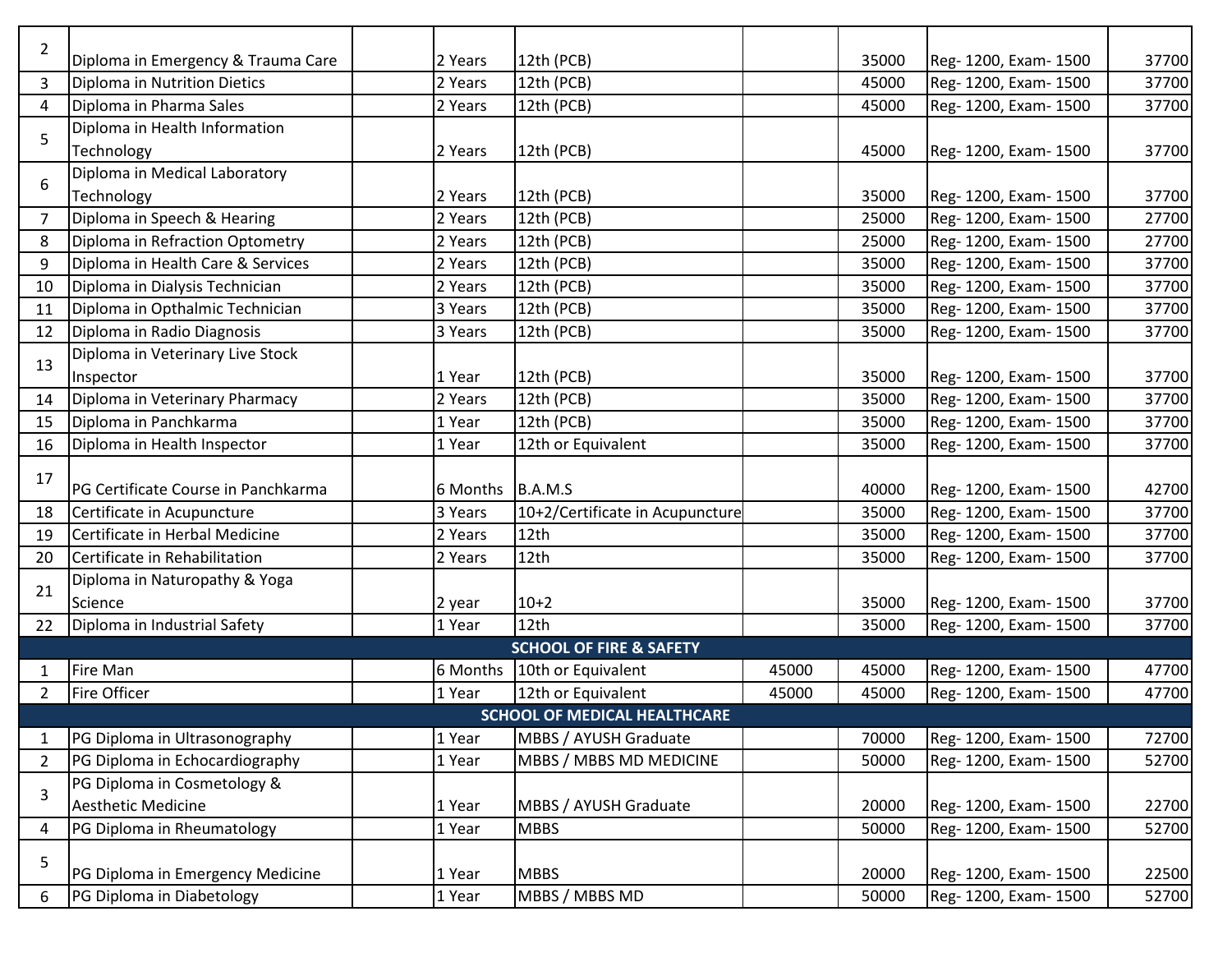| | | | | | | | | |
|---|---|---|---|---|---|---|---|---|
| 2 | Diploma in Emergency & Trauma Care | | 2 Years | 12th (PCB) | | 35000 | Reg- 1200, Exam- 1500 | 37700 |
| 3 | Diploma in Nutrition Dietics | | 2 Years | 12th (PCB) | | 45000 | Reg- 1200, Exam- 1500 | 37700 |
| 4 | Diploma in Pharma Sales | | 2 Years | 12th (PCB) | | 45000 | Reg- 1200, Exam- 1500 | 37700 |
| 5 | Diploma in Health Information Technology | | 2 Years | 12th (PCB) | | 45000 | Reg- 1200, Exam- 1500 | 37700 |
| 6 | Diploma in Medical Laboratory Technology | | 2 Years | 12th (PCB) | | 35000 | Reg- 1200, Exam- 1500 | 37700 |
| 7 | Diploma in Speech & Hearing | | 2 Years | 12th (PCB) | | 25000 | Reg- 1200, Exam- 1500 | 27700 |
| 8 | Diploma in Refraction Optometry | | 2 Years | 12th (PCB) | | 25000 | Reg- 1200, Exam- 1500 | 27700 |
| 9 | Diploma in Health Care & Services | | 2 Years | 12th (PCB) | | 35000 | Reg- 1200, Exam- 1500 | 37700 |
| 10 | Diploma in Dialysis Technician | | 2 Years | 12th (PCB) | | 35000 | Reg- 1200, Exam- 1500 | 37700 |
| 11 | Diploma in Opthalmic Technician | | 3 Years | 12th (PCB) | | 35000 | Reg- 1200, Exam- 1500 | 37700 |
| 12 | Diploma in Radio Diagnosis | | 3 Years | 12th (PCB) | | 35000 | Reg- 1200, Exam- 1500 | 37700 |
| 13 | Diploma in Veterinary Live Stock Inspector | | 1 Year | 12th (PCB) | | 35000 | Reg- 1200, Exam- 1500 | 37700 |
| 14 | Diploma in Veterinary Pharmacy | | 2 Years | 12th (PCB) | | 35000 | Reg- 1200, Exam- 1500 | 37700 |
| 15 | Diploma in Panchkarma | | 1 Year | 12th (PCB) | | 35000 | Reg- 1200, Exam- 1500 | 37700 |
| 16 | Diploma in Health Inspector | | 1 Year | 12th or Equivalent | | 35000 | Reg- 1200, Exam- 1500 | 37700 |
| 17 | PG Certificate Course in Panchkarma | | 6 Months | B.A.M.S | | 40000 | Reg- 1200, Exam- 1500 | 42700 |
| 18 | Certificate in Acupuncture | | 3 Years | 10+2/Certificate in Acupuncture | | 35000 | Reg- 1200, Exam- 1500 | 37700 |
| 19 | Certificate in Herbal Medicine | | 2 Years | 12th | | 35000 | Reg- 1200, Exam- 1500 | 37700 |
| 20 | Certificate in Rehabilitation | | 2 Years | 12th | | 35000 | Reg- 1200, Exam- 1500 | 37700 |
| 21 | Diploma in Naturopathy & Yoga Science | | 2 year | 10+2 | | 35000 | Reg- 1200, Exam- 1500 | 37700 |
| 22 | Diploma in Industrial Safety | | 1 Year | 12th | | 35000 | Reg- 1200, Exam- 1500 | 37700 |
| | | | | **SCHOOL OF FIRE & SAFETY** | | | | |
| 1 | Fire Man | | 6 Months | 10th or Equivalent | 45000 | 45000 | Reg- 1200, Exam- 1500 | 47700 |
| 2 | Fire Officer | | 1 Year | 12th or Equivalent | 45000 | 45000 | Reg- 1200, Exam- 1500 | 47700 |
| | | | | **SCHOOL OF MEDICAL HEALTHCARE** | | | | |
| 1 | PG Diploma in Ultrasonography | | 1 Year | MBBS / AYUSH Graduate | | 70000 | Reg- 1200, Exam- 1500 | 72700 |
| 2 | PG Diploma in Echocardiography | | 1 Year | MBBS / MBBS MD MEDICINE | | 50000 | Reg- 1200, Exam- 1500 | 52700 |
| 3 | PG Diploma in Cosmetology & Aesthetic Medicine | | 1 Year | MBBS / AYUSH Graduate | | 20000 | Reg- 1200, Exam- 1500 | 22700 |
| 4 | PG Diploma in Rheumatology | | 1 Year | MBBS | | 50000 | Reg- 1200, Exam- 1500 | 52700 |
| 5 | PG Diploma in Emergency Medicine | | 1 Year | MBBS | | 20000 | Reg- 1200, Exam- 1500 | 22500 |
| 6 | PG Diploma in Diabetology | | 1 Year | MBBS / MBBS MD | | 50000 | Reg- 1200, Exam- 1500 | 52700 |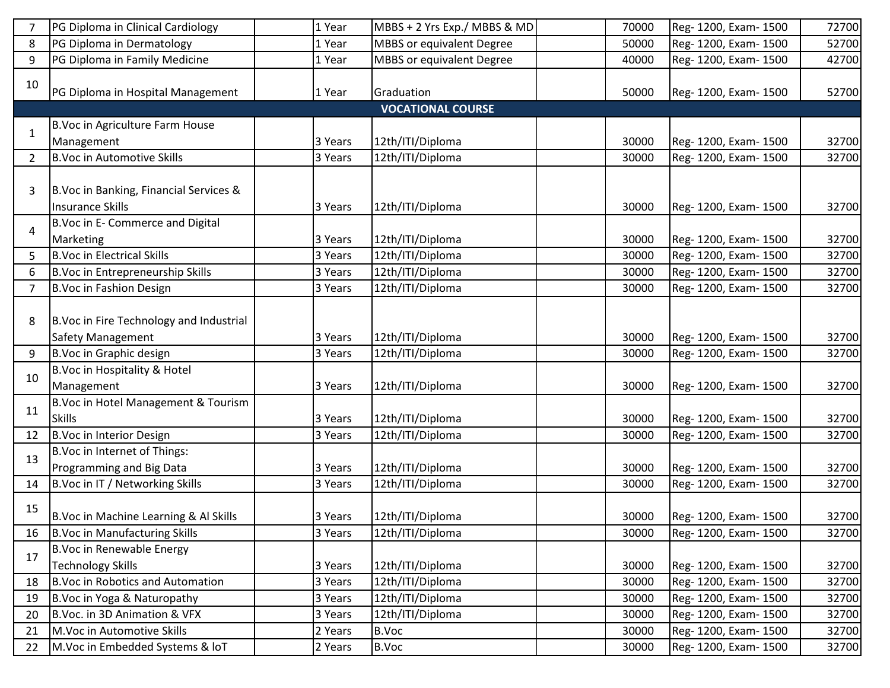| 7 | PG Diploma in Clinical Cardiology | | 1 Year | MBBS + 2 Yrs Exp./ MBBS & MD | | 70000 | Reg- 1200, Exam- 1500 | 72700 |
|---|---|---|---|---|---|---|---|---|
| 8 | PG Diploma in Dermatology | | 1 Year | MBBS or equivalent Degree | | 50000 | Reg- 1200, Exam- 1500 | 52700 |
| 9 | PG Diploma in Family Medicine | | 1 Year | MBBS or equivalent Degree | | 40000 | Reg- 1200, Exam- 1500 | 42700 |
| 10 | PG Diploma in Hospital Management | | 1 Year | Graduation | | 50000 | Reg- 1200, Exam- 1500 | 52700 |
| | | | | **VOCATIONAL COURSE** | | | | |
| 1 | B.Voc in Agriculture Farm House Management | | 3 Years | 12th/ITI/Diploma | | 30000 | Reg- 1200, Exam- 1500 | 32700 |
| 2 | B.Voc in Automotive Skills | | 3 Years | 12th/ITI/Diploma | | 30000 | Reg- 1200, Exam- 1500 | 32700 |
| 3 | B.Voc in Banking, Financial Services & Insurance Skills | | 3 Years | 12th/ITI/Diploma | | 30000 | Reg- 1200, Exam- 1500 | 32700 |
| 4 | B.Voc in E- Commerce and Digital Marketing | | 3 Years | 12th/ITI/Diploma | | 30000 | Reg- 1200, Exam- 1500 | 32700 |
| 5 | B.Voc in Electrical Skills | | 3 Years | 12th/ITI/Diploma | | 30000 | Reg- 1200, Exam- 1500 | 32700 |
| 6 | B.Voc in Entrepreneurship Skills | | 3 Years | 12th/ITI/Diploma | | 30000 | Reg- 1200, Exam- 1500 | 32700 |
| 7 | B.Voc in Fashion Design | | 3 Years | 12th/ITI/Diploma | | 30000 | Reg- 1200, Exam- 1500 | 32700 |
| 8 | B.Voc in Fire Technology and Industrial Safety Management | | 3 Years | 12th/ITI/Diploma | | 30000 | Reg- 1200, Exam- 1500 | 32700 |
| 9 | B.Voc in Graphic design | | 3 Years | 12th/ITI/Diploma | | 30000 | Reg- 1200, Exam- 1500 | 32700 |
| 10 | B.Voc in Hospitality & Hotel Management | | 3 Years | 12th/ITI/Diploma | | 30000 | Reg- 1200, Exam- 1500 | 32700 |
| 11 | B.Voc in Hotel Management & Tourism Skills | | 3 Years | 12th/ITI/Diploma | | 30000 | Reg- 1200, Exam- 1500 | 32700 |
| 12 | B.Voc in Interior Design | | 3 Years | 12th/ITI/Diploma | | 30000 | Reg- 1200, Exam- 1500 | 32700 |
| 13 | B.Voc in Internet of Things: Programming and Big Data | | 3 Years | 12th/ITI/Diploma | | 30000 | Reg- 1200, Exam- 1500 | 32700 |
| 14 | B.Voc in IT / Networking Skills | | 3 Years | 12th/ITI/Diploma | | 30000 | Reg- 1200, Exam- 1500 | 32700 |
| 15 | B.Voc in Machine Learning & Al Skills | | 3 Years | 12th/ITI/Diploma | | 30000 | Reg- 1200, Exam- 1500 | 32700 |
| 16 | B.Voc in Manufacturing Skills | | 3 Years | 12th/ITI/Diploma | | 30000 | Reg- 1200, Exam- 1500 | 32700 |
| 17 | B.Voc in Renewable Energy Technology Skills | | 3 Years | 12th/ITI/Diploma | | 30000 | Reg- 1200, Exam- 1500 | 32700 |
| 18 | B.Voc in Robotics and Automation | | 3 Years | 12th/ITI/Diploma | | 30000 | Reg- 1200, Exam- 1500 | 32700 |
| 19 | B.Voc in Yoga & Naturopathy | | 3 Years | 12th/ITI/Diploma | | 30000 | Reg- 1200, Exam- 1500 | 32700 |
| 20 | B.Voc. in 3D Animation & VFX | | 3 Years | 12th/ITI/Diploma | | 30000 | Reg- 1200, Exam- 1500 | 32700 |
| 21 | M.Voc in Automotive Skills | | 2 Years | B.Voc | | 30000 | Reg- 1200, Exam- 1500 | 32700 |
| 22 | M.Voc in Embedded Systems & loT | | 2 Years | B.Voc | | 30000 | Reg- 1200, Exam- 1500 | 32700 |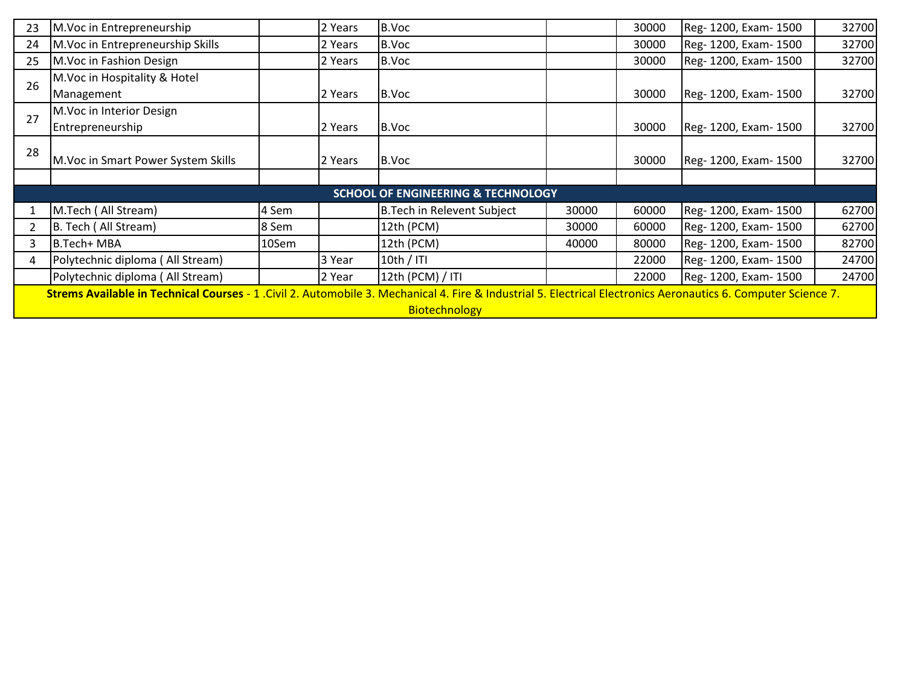| | | | | | | | | |
|---|---|---|---|---|---|---|---|---|
| 23 | M.Voc in Entrepreneurship | | 2 Years | B.Voc | | 30000 | Reg- 1200, Exam- 1500 | 32700 |
| 24 | M.Voc in Entrepreneurship Skills | | 2 Years | B.Voc | | 30000 | Reg- 1200, Exam- 1500 | 32700 |
| 25 | M.Voc in Fashion Design | | 2 Years | B.Voc | | 30000 | Reg- 1200, Exam- 1500 | 32700 |
| 26 | M.Voc in Hospitality & Hotel Management | | 2 Years | B.Voc | | 30000 | Reg- 1200, Exam- 1500 | 32700 |
| 27 | M.Voc in Interior Design Entrepreneurship | | 2 Years | B.Voc | | 30000 | Reg- 1200, Exam- 1500 | 32700 |
| 28 | M.Voc in Smart Power System Skills | | 2 Years | B.Voc | | 30000 | Reg- 1200, Exam- 1500 | 32700 |
| | | | | | | | | |
| | | | | **SCHOOL OF ENGINEERING & TECHNOLOGY** | | | | |
| 1 | M.Tech ( All Stream) | 4 Sem | | B.Tech in Relevent Subject | 30000 | 60000 | Reg- 1200, Exam- 1500 | 62700 |
| 2 | B. Tech ( All Stream) | 8 Sem | | 12th (PCM) | 30000 | 60000 | Reg- 1200, Exam- 1500 | 62700 |
| 3 | B.Tech+ MBA | 10Sem | | 12th (PCM) | 40000 | 80000 | Reg- 1200, Exam- 1500 | 82700 |
| 4 | Polytechnic diploma ( All Stream) | | 3 Year | 10th / ITI | | 22000 | Reg- 1200, Exam- 1500 | 24700 |
| | Polytechnic diploma ( All Stream) | | 2 Year | 12th (PCM) / ITI | | 22000 | Reg- 1200, Exam- 1500 | 24700 |

**Strems Available in Technical Courses** - 1 .Civil 2. Automobile 3. Mechanical 4. Fire & Industrial 5. Electrical Electronics Aeronautics 6. Computer Science 7. Biotechnology